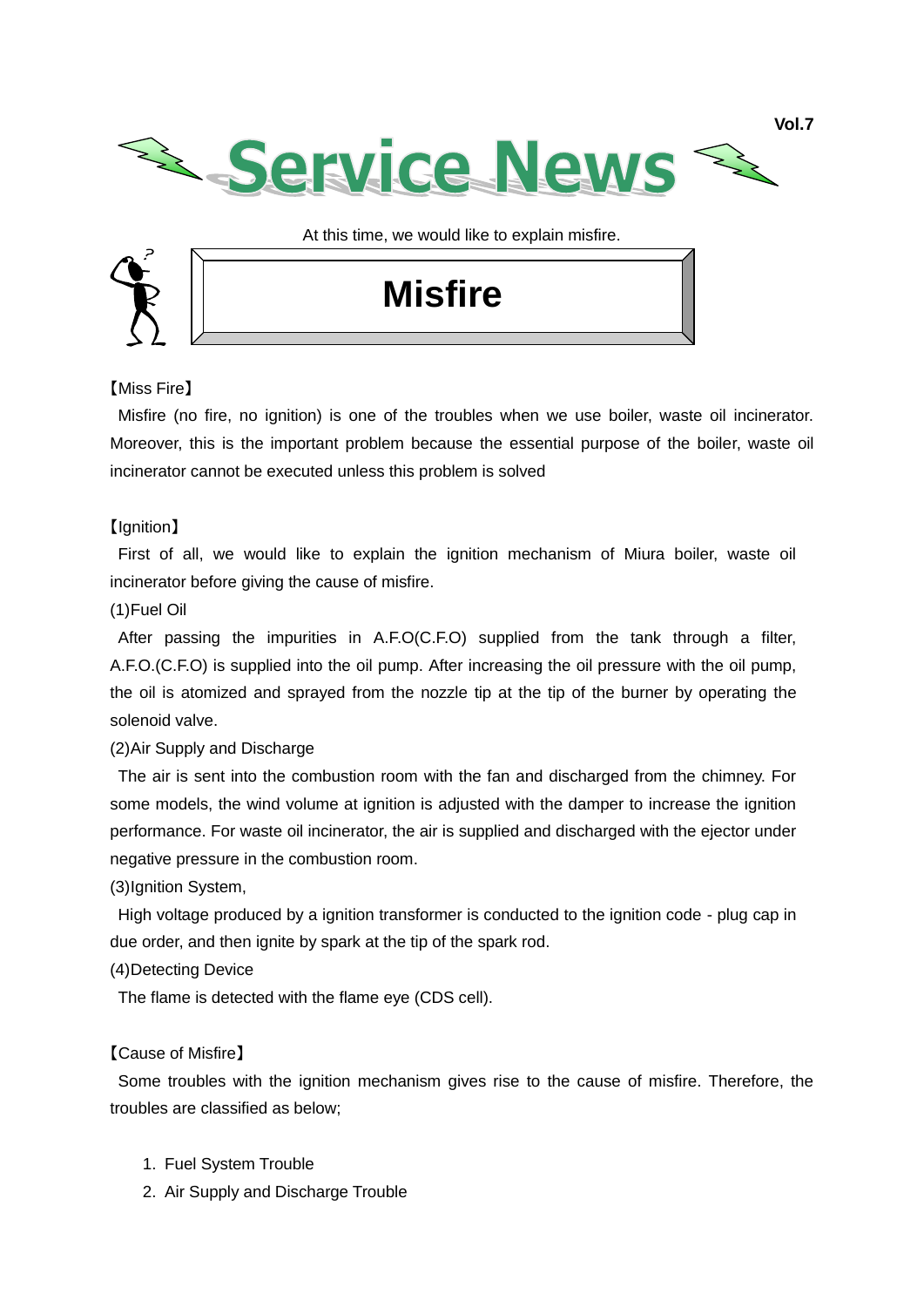Vol.7

# Service News

At this time, we would like to explain misfire.

## Misfire

【Miss Fire】

Misfire (no fire, no ignition) is one of the troubles when we use boiler, waste oil incinerator. Moreover, this is the important problem because the essential purpose of the boiler, waste oil incinerator cannot be executed unless this problem is solved

【Ignition】

First of all, we would like to explain the ignition mechanism of Miura boiler, waste oil incinerator before giving the cause of misfire.

(1)Fuel Oil

After passing the impurities in A.F.O(C.F.O) supplied from the tank through a filter, A.F.O.(C.F.O) is supplied into the oil pump. After increasing the oil pressure with the oil pump, the oil is atomized and sprayed from the nozzle tip at the tip of the burner by operating the solenoid valve.

(2)Air Supply and Discharge

The air is sent into the combustion room with the fan and discharged from the chimney. For some models, the wind volume at ignition is adjusted with the damper to increase the ignition performance. For waste oil incinerator, the air is supplied and discharged with the ejector under negative pressure in the combustion room.

(3)Ignition System,

High voltage produced by a ignition transformer is conducted to the ignition code - plug cap in due order, and then ignite by spark at the tip of the spark rod.

(4)Detecting Device

The flame is detected with the flame eye (CDS cell).

【Cause of Misfire】

Some troubles with the ignition mechanism gives rise to the cause of misfire. Therefore, the troubles are classified as below;

1. Fuel System Trouble
2. Air Supply and Discharge Trouble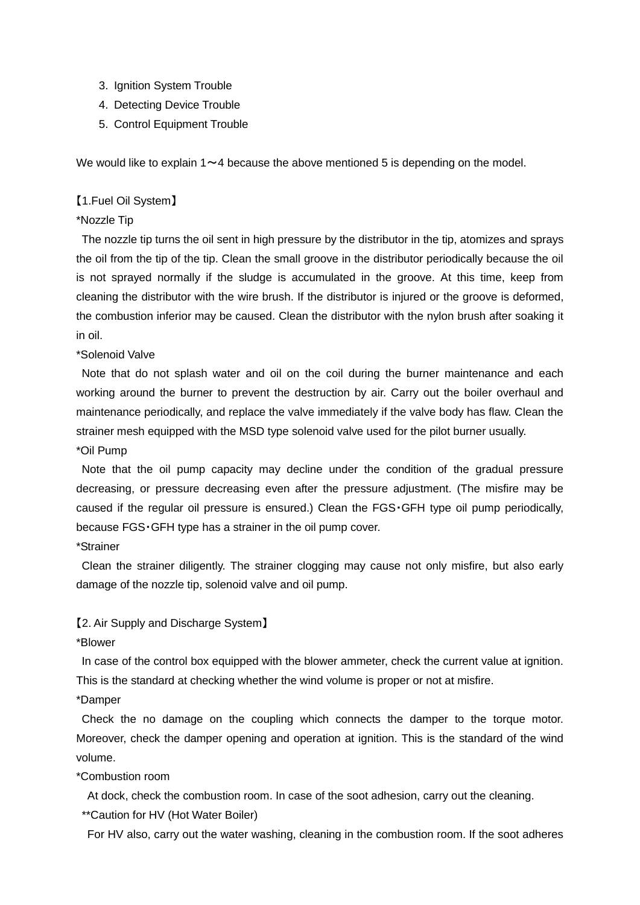3. Ignition System Trouble
4. Detecting Device Trouble
5. Control Equipment Trouble

We would like to explain 1〜4 because the above mentioned 5 is depending on the model.

【1.Fuel Oil System】

*Nozzle Tip

The nozzle tip turns the oil sent in high pressure by the distributor in the tip, atomizes and sprays the oil from the tip of the tip. Clean the small groove in the distributor periodically because the oil is not sprayed normally if the sludge is accumulated in the groove. At this time, keep from cleaning the distributor with the wire brush. If the distributor is injured or the groove is deformed, the combustion inferior may be caused. Clean the distributor with the nylon brush after soaking it in oil.

*Solenoid Valve

Note that do not splash water and oil on the coil during the burner maintenance and each working around the burner to prevent the destruction by air. Carry out the boiler overhaul and maintenance periodically, and replace the valve immediately if the valve body has flaw. Clean the strainer mesh equipped with the MSD type solenoid valve used for the pilot burner usually.

*Oil Pump

Note that the oil pump capacity may decline under the condition of the gradual pressure decreasing, or pressure decreasing even after the pressure adjustment. (The misfire may be caused if the regular oil pressure is ensured.) Clean the FGS･GFH type oil pump periodically, because FGS･GFH type has a strainer in the oil pump cover.

*Strainer

Clean the strainer diligently. The strainer clogging may cause not only misfire, but also early damage of the nozzle tip, solenoid valve and oil pump.

【2. Air Supply and Discharge System】

*Blower

In case of the control box equipped with the blower ammeter, check the current value at ignition. This is the standard at checking whether the wind volume is proper or not at misfire.

*Damper

Check the no damage on the coupling which connects the damper to the torque motor. Moreover, check the damper opening and operation at ignition. This is the standard of the wind volume.

*Combustion room

At dock, check the combustion room. In case of the soot adhesion, carry out the cleaning.

**Caution for HV (Hot Water Boiler)

For HV also, carry out the water washing, cleaning in the combustion room. If the soot adheres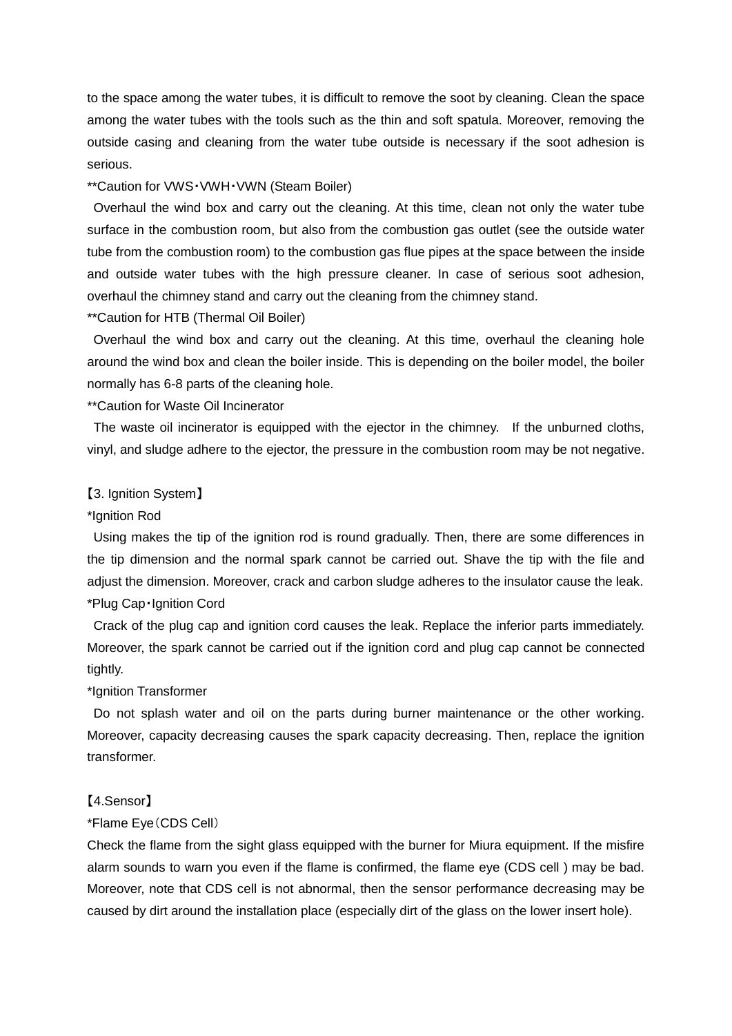to the space among the water tubes, it is difficult to remove the soot by cleaning. Clean the space among the water tubes with the tools such as the thin and soft spatula. Moreover, removing the outside casing and cleaning from the water tube outside is necessary if the soot adhesion is serious.

**Caution for VWS・VWH・VWN (Steam Boiler)

Overhaul the wind box and carry out the cleaning. At this time, clean not only the water tube surface in the combustion room, but also from the combustion gas outlet (see the outside water tube from the combustion room) to the combustion gas flue pipes at the space between the inside and outside water tubes with the high pressure cleaner. In case of serious soot adhesion, overhaul the chimney stand and carry out the cleaning from the chimney stand.

**Caution for HTB (Thermal Oil Boiler)

Overhaul the wind box and carry out the cleaning. At this time, overhaul the cleaning hole around the wind box and clean the boiler inside. This is depending on the boiler model, the boiler normally has 6-8 parts of the cleaning hole.

**Caution for Waste Oil Incinerator

The waste oil incinerator is equipped with the ejector in the chimney. If the unburned cloths, vinyl, and sludge adhere to the ejector, the pressure in the combustion room may be not negative.

【3. Ignition System】

*Ignition Rod

Using makes the tip of the ignition rod is round gradually. Then, there are some differences in the tip dimension and the normal spark cannot be carried out. Shave the tip with the file and adjust the dimension. Moreover, crack and carbon sludge adheres to the insulator cause the leak.

*Plug Cap・Ignition Cord

Crack of the plug cap and ignition cord causes the leak. Replace the inferior parts immediately. Moreover, the spark cannot be carried out if the ignition cord and plug cap cannot be connected tightly.

*Ignition Transformer

Do not splash water and oil on the parts during burner maintenance or the other working. Moreover, capacity decreasing causes the spark capacity decreasing. Then, replace the ignition transformer.

【4.Sensor】

*Flame Eye（CDS Cell）

Check the flame from the sight glass equipped with the burner for Miura equipment. If the misfire alarm sounds to warn you even if the flame is confirmed, the flame eye (CDS cell ) may be bad. Moreover, note that CDS cell is not abnormal, then the sensor performance decreasing may be caused by dirt around the installation place (especially dirt of the glass on the lower insert hole).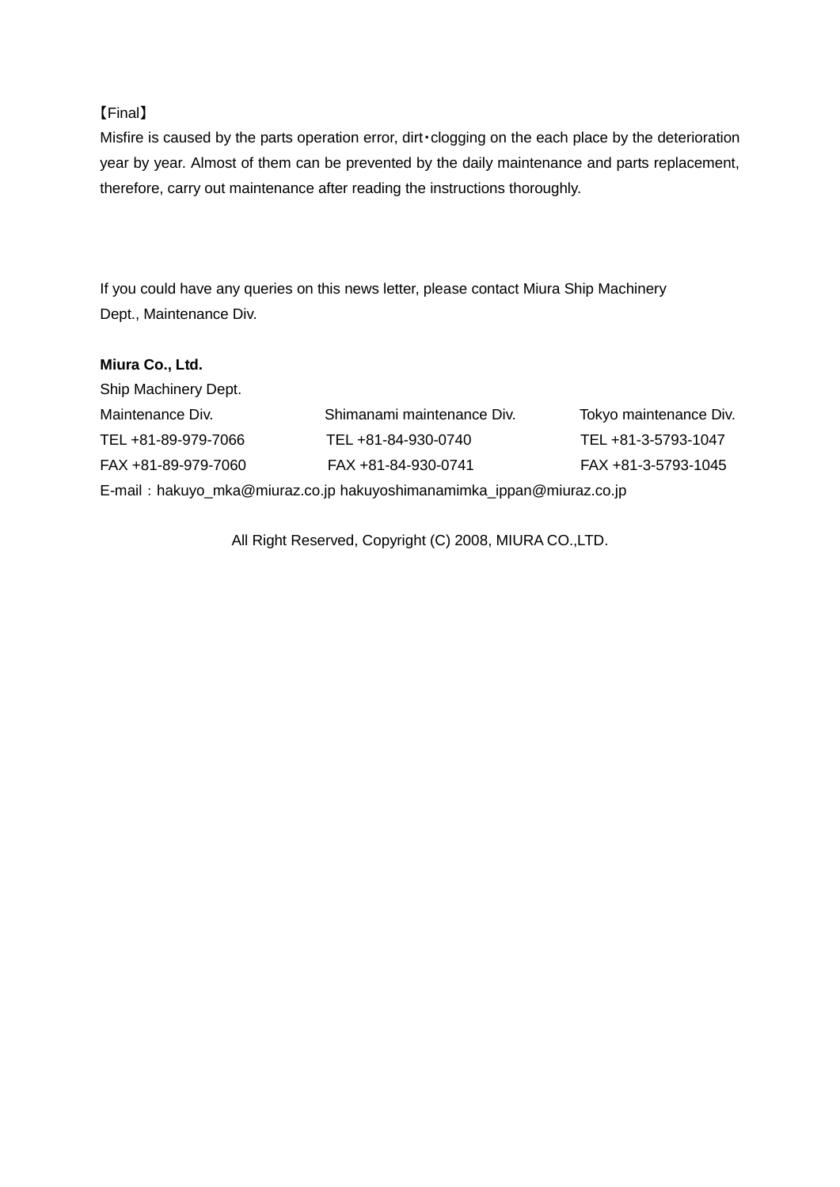【Final】

Misfire is caused by the parts operation error, dirt・clogging on the each place by the deterioration year by year. Almost of them can be prevented by the daily maintenance and parts replacement, therefore, carry out maintenance after reading the instructions thoroughly.

If you could have any queries on this news letter, please contact Miura Ship Machinery Dept., Maintenance Div.

**Miura Co., Ltd.**

Ship Machinery Dept.

| | | |
|---|---|---|
| Maintenance Div. | Shimanami maintenance Div. | Tokyo maintenance Div. |
| TEL +81-89-979-7066 | TEL +81-84-930-0740 | TEL +81-3-5793-1047 |
| FAX +81-89-979-7060 | FAX +81-84-930-0741 | FAX +81-3-5793-1045 |

E-mail：hakuyo_mka@miuraz.co.jp hakuyoshimanamimka_ippan@miuraz.co.jp

All Right Reserved, Copyright (C) 2008, MIURA CO.,LTD.